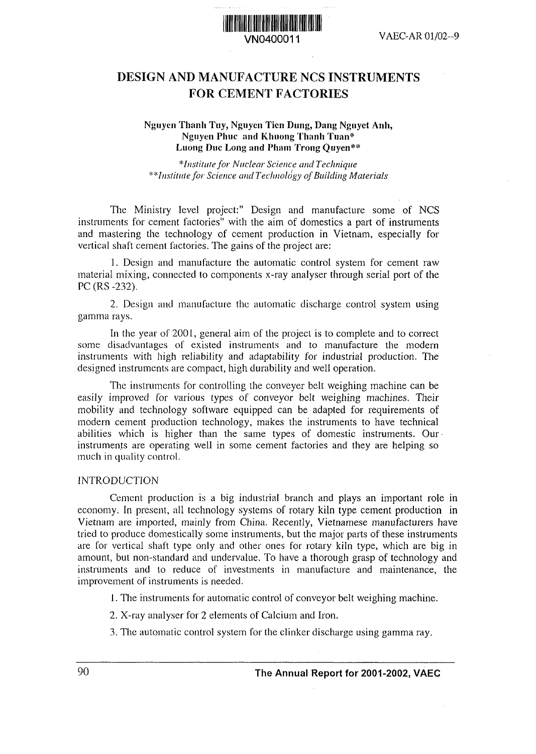# DESIGN AND MANUFACTURE NCS INSTRUMENTS FOR CEMENT FACTORIES

**Nguyen Thanh Tuy, Nguyen Tien Dung, Dang Nguyet Anh, Nguyen Phuc and Khuong Thanh Tuan\***
**Luong Duc Long and Pham Trong Quyen\*\***

*\*Institute for Nuclear Science and Technique*
*\*\*Institute for Science and Technology of Building Materials*

The Ministry level project:" Design and manufacture some of NCS instruments for cement factories" with the aim of domestics a part of instruments and mastering the technology of cement production in Vietnam, especially for vertical shaft cement factories. The gains of the project are:

1. Design and manufacture the automatic control system for cement raw material mixing, connected to components x-ray analyser through serial port of the PC (RS -232).

2. Design and manufacture the automatic discharge control system using gamma rays.

In the year of 2001, general aim of the project is to complete and to correct some disadvantages of existed instruments and to manufacture the modern instruments with high reliability and adaptability for industrial production. The designed instruments are compact, high durability and well operation.

The instruments for controlling the conveyer belt weighing machine can be easily improved for various types of conveyor belt weighing machines. Their mobility and technology software equipped can be adapted for requirements of modern cement production technology, makes the instruments to have technical abilities which is higher than the same types of domestic instruments. Our instruments are operating well in some cement factories and they are helping so much in quality control.

## INTRODUCTION

Cement production is a big industrial branch and plays an important role in economy. In present, all technology systems of rotary kiln type cement production in Vietnam are imported, mainly from China. Recently, Vietnamese manufacturers have tried to produce domestically some instruments, but the major parts of these instruments are for vertical shaft type only and other ones for rotary kiln type, which are big in amount, but non-standard and undervalue. To have a thorough grasp of technology and instruments and to reduce of investments in manufacture and maintenance, the improvement of instruments is needed.

1. The instruments for automatic control of conveyor belt weighing machine.

2. X-ray analyser for 2 elements of Calcium and Iron.

3. The automatic control system for the clinker discharge using gamma ray.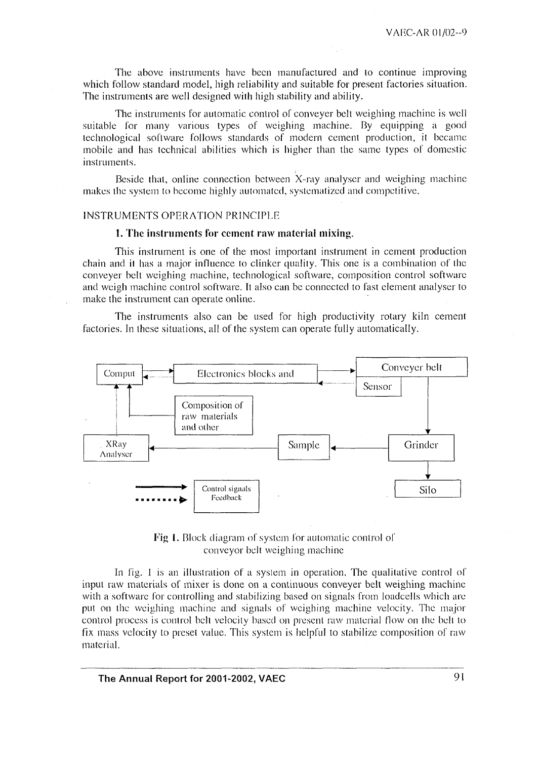The above instruments have been manufactured and to continue improving which follow standard model, high reliability and suitable for present factories situation. The instruments are well designed with high stability and ability.

The instruments for automatic control of conveyer belt weighing machine is well suitable for many various types of weighing machine. By equipping a good technological software follows standards of modern cement production, it became mobile and has technical abilities which is higher than the same types of domestic instruments.

Beside that, online connection between X-ray analyser and weighing machine makes the system to become highly automated, systematized and competitive.

INSTRUMENTS OPERATION PRINCIPLE

### 1. The instruments for cement raw material mixing.

This instrument is one of the most important instrument in cement production chain and it has a major influence to clinker quality. This one is a combination of the conveyer belt weighing machine, technological software, composition control software and weigh machine control software. It also can be connected to fast element analyser to make the instrument can operate online.

The instruments also can be used for high productivity rotary kiln cement factories. In these situations, all of the system can operate fully automatically.

Fig 1. Block diagram of system for automatic control of conveyor belt weighing machine

In fig. 1 is an illustration of a system in operation. The qualitative control of input raw materials of mixer is done on a continuous conveyer belt weighing machine with a software for controlling and stabilizing based on signals from loadcells which are put on the weighing machine and signals of weighing machine velocity. The major control process is control belt velocity based on present raw material flow on the belt to fix mass velocity to preset value. This system is helpful to stabilize composition of raw material.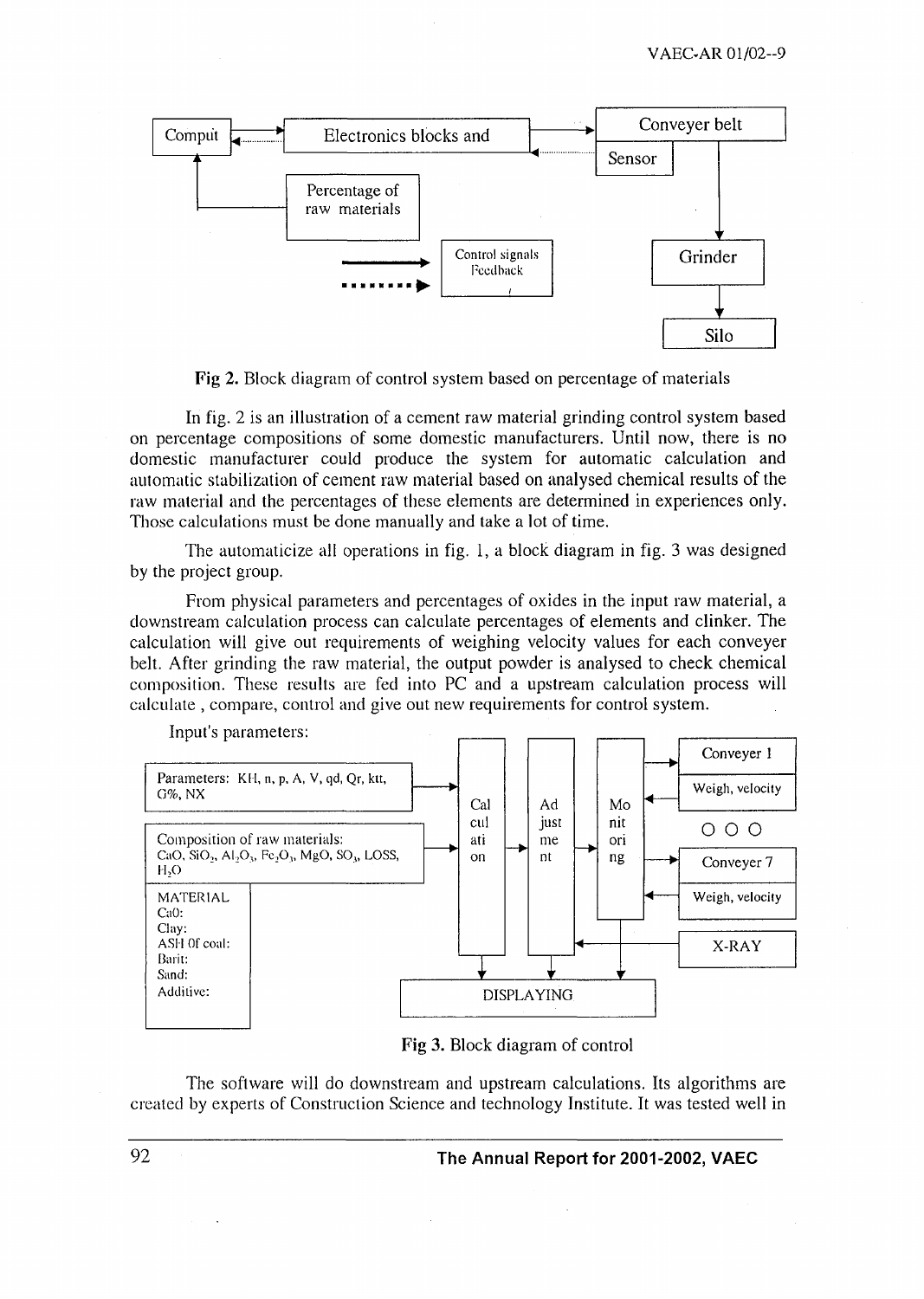Fig 2. Block diagram of control system based on percentage of materials

In fig. 2 is an illustration of a cement raw material grinding control system based on percentage compositions of some domestic manufacturers. Until now, there is no domestic manufacturer could produce the system for automatic calculation and automatic stabilization of cement raw material based on analysed chemical results of the raw material and the percentages of these elements are determined in experiences only. Those calculations must be done manually and take a lot of time.

The automaticize all operations in fig. 1, a block diagram in fig. 3 was designed by the project group.

From physical parameters and percentages of oxides in the input raw material, a downstream calculation process can calculate percentages of elements and clinker. The calculation will give out requirements of weighing velocity values for each conveyer belt. After grinding the raw material, the output powder is analysed to check chemical composition. These results are fed into PC and a upstream calculation process will calculate , compare, control and give out new requirements for control system.

Fig 3. Block diagram of control

The software will do downstream and upstream calculations. Its algorithms are created by experts of Construction Science and technology Institute. It was tested well in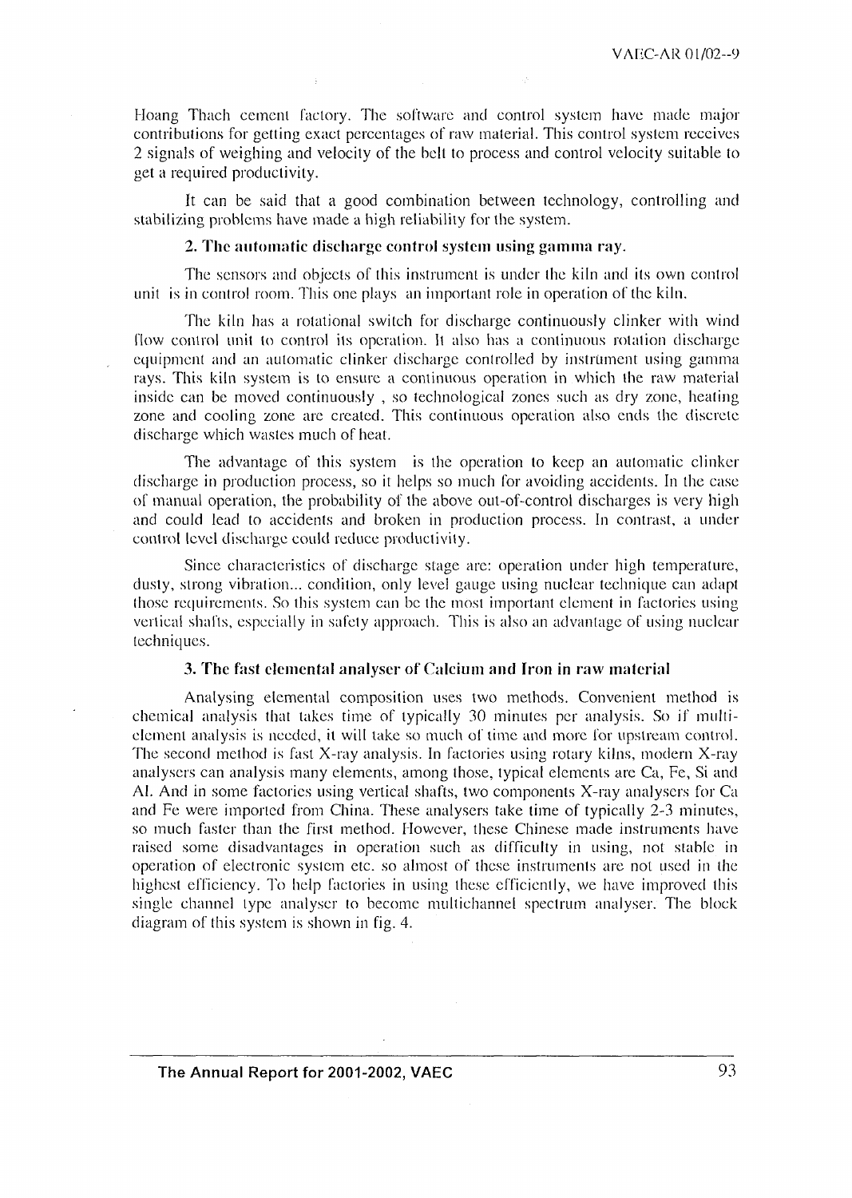Hoang Thach cement factory. The software and control system have made major contributions for getting exact percentages of raw material. This control system receives 2 signals of weighing and velocity of the belt to process and control velocity suitable to get a required productivity.

It can be said that a good combination between technology, controlling and stabilizing problems have made a high reliability for the system.

### 2. The automatic discharge control system using gamma ray.

The sensors and objects of this instrument is under the kiln and its own control unit is in control room. This one plays an important role in operation of the kiln.

The kiln has a rotational switch for discharge continuously clinker with wind flow control unit to control its operation. It also has a continuous rotation discharge equipment and an automatic clinker discharge controlled by instrument using gamma rays. This kiln system is to ensure a continuous operation in which the raw material inside can be moved continuously , so technological zones such as dry zone, heating zone and cooling zone are created. This continuous operation also ends the discrete discharge which wastes much of heat.

The advantage of this system is the operation to keep an automatic clinker discharge in production process, so it helps so much for avoiding accidents. In the case of manual operation, the probability of the above out-of-control discharges is very high and could lead to accidents and broken in production process. In contrast, a under control level discharge could reduce productivity.

Since characteristics of discharge stage are: operation under high temperature, dusty, strong vibration... condition, only level gauge using nuclear technique can adapt those requirements. So this system can be the most important element in factories using vertical shafts, especially in safety approach. This is also an advantage of using nuclear techniques.

### 3. The fast elemental analyser of Calcium and Iron in raw material

Analysing elemental composition uses two methods. Convenient method is chemical analysis that takes time of typically 30 minutes per analysis. So if multi-element analysis is needed, it will take so much of time and more for upstream control. The second method is fast X-ray analysis. In factories using rotary kilns, modern X-ray analysers can analysis many elements, among those, typical elements are Ca, Fe, Si and Al. And in some factories using vertical shafts, two components X-ray analysers for Ca and Fe were imported from China. These analysers take time of typically 2-3 minutes, so much faster than the first method. However, these Chinese made instruments have raised some disadvantages in operation such as difficulty in using, not stable in operation of electronic system etc. so almost of these instruments are not used in the highest efficiency. To help factories in using these efficiently, we have improved this single channel type analyser to become multichannel spectrum analyser. The block diagram of this system is shown in fig. 4.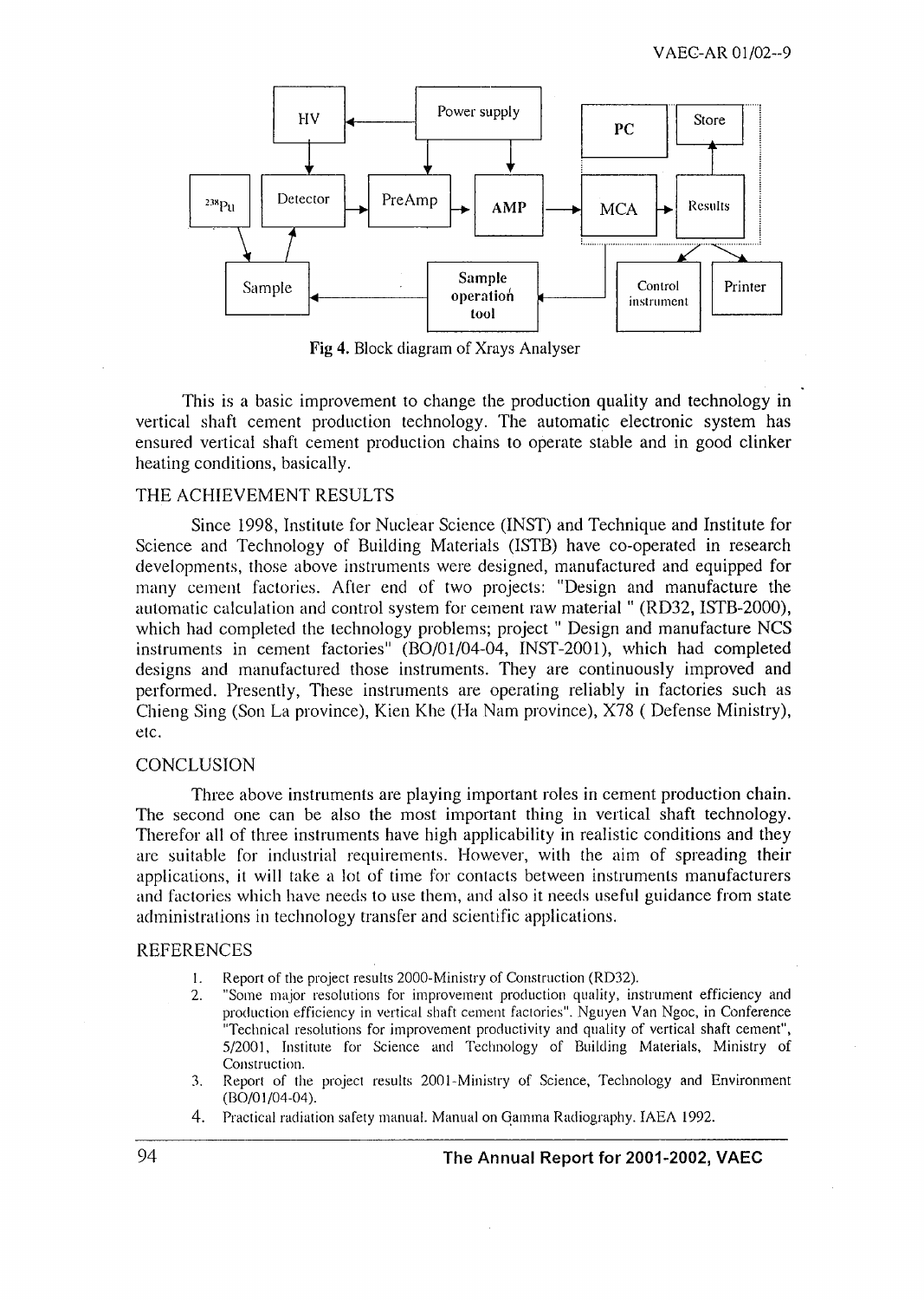HV

Power supply

PC

Store

$^{238}Pu$

Detector

PreAmp

AMP

MCA

Results

Sample

Sample operation tool

Control instrument

Printer

**Fig 4.** Block diagram of Xrays Analyser

This is a basic improvement to change the production quality and technology in vertical shaft cement production technology. The automatic electronic system has ensured vertical shaft cement production chains to operate stable and in good clinker heating conditions, basically.

## THE ACHIEVEMENT RESULTS

Since 1998, Institute for Nuclear Science (INST) and Technique and Institute for Science and Technology of Building Materials (ISTB) have co-operated in research developments, those above instruments were designed, manufactured and equipped for many cement factories. After end of two projects: "Design and manufacture the automatic calculation and control system for cement raw material " (RD32, ISTB-2000), which had completed the technology problems; project " Design and manufacture NCS instruments in cement factories" (BO/01/04-04, INST-2001), which had completed designs and manufactured those instruments. They are continuously improved and performed. Presently, These instruments are operating reliably in factories such as Chieng Sing (Son La province), Kien Khe (Ha Nam province), X78 ( Defense Ministry), etc.

## CONCLUSION

Three above instruments are playing important roles in cement production chain. The second one can be also the most important thing in vertical shaft technology. Therefor all of three instruments have high applicability in realistic conditions and they are suitable for industrial requirements. However, with the aim of spreading their applications, it will take a lot of time for contacts between instruments manufacturers and factories which have needs to use them, and also it needs useful guidance from state administrations in technology transfer and scientific applications.

## REFERENCES

1. Report of the project results 2000-Ministry of Construction (RD32).
2. "Some major resolutions for improvement production quality, instrument efficiency and production efficiency in vertical shaft cement factories". Nguyen Van Ngoc, in Conference "Technical resolutions for improvement productivity and quality of vertical shaft cement", 5/2001, Institute for Science and Technology of Building Materials, Ministry of Construction.
3. Report of the project results 2001-Ministry of Science, Technology and Environment (BO/01/04-04).
4. Practical radiation safety manual. Manual on Gamma Radiography. IAEA 1992.